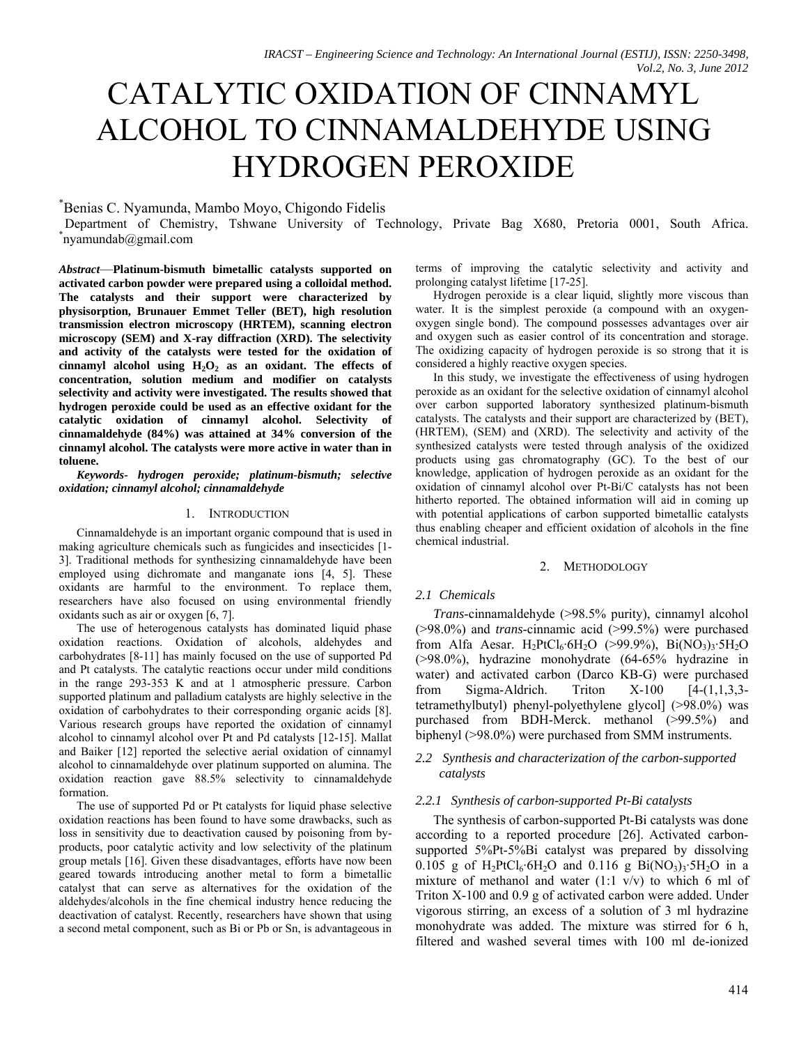# CATALYTIC OXIDATION OF CINNAMYL ALCOHOL TO CINNAMALDEHYDE USING HYDROGEN PEROXIDE

*Benias C. Nyamunda, Mambo Moyo, Chigondo Fidelis

Department of Chemistry, Tshwane University of Technology, Private Bag X680, Pretoria 0001, South Africa.
*nyamundab@gmail.com

***Abstract*—Platinum-bismuth bimetallic catalysts supported on activated carbon powder were prepared using a colloidal method. The catalysts and their support were characterized by physisorption, Brunauer Emmet Teller (BET), high resolution transmission electron microscopy (HRTEM), scanning electron microscopy (SEM) and X-ray diffraction (XRD). The selectivity and activity of the catalysts were tested for the oxidation of cinnamyl alcohol using $H_2O_2$ as an oxidant. The effects of concentration, solution medium and modifier on catalysts selectivity and activity were investigated. The results showed that hydrogen peroxide could be used as an effective oxidant for the catalytic oxidation of cinnamyl alcohol. Selectivity of cinnamaldehyde (84%) was attained at 34% conversion of the cinnamyl alcohol. The catalysts were more active in water than in toluene.**

***Keywords- hydrogen peroxide; platinum-bismuth; selective oxidation; cinnamyl alcohol; cinnamaldehyde***

## 1. INTRODUCTION

Cinnamaldehyde is an important organic compound that is used in making agriculture chemicals such as fungicides and insecticides [1-3]. Traditional methods for synthesizing cinnamaldehyde have been employed using dichromate and manganate ions [4, 5]. These oxidants are harmful to the environment. To replace them, researchers have also focused on using environmental friendly oxidants such as air or oxygen [6, 7].

The use of heterogenous catalysts has dominated liquid phase oxidation reactions. Oxidation of alcohols, aldehydes and carbohydrates [8-11] has mainly focused on the use of supported Pd and Pt catalysts. The catalytic reactions occur under mild conditions in the range 293-353 K and at 1 atmospheric pressure. Carbon supported platinum and palladium catalysts are highly selective in the oxidation of carbohydrates to their corresponding organic acids [8]. Various research groups have reported the oxidation of cinnamyl alcohol to cinnamyl alcohol over Pt and Pd catalysts [12-15]. Mallat and Baiker [12] reported the selective aerial oxidation of cinnamyl alcohol to cinnamaldehyde over platinum supported on alumina. The oxidation reaction gave 88.5% selectivity to cinnamaldehyde formation.

The use of supported Pd or Pt catalysts for liquid phase selective oxidation reactions has been found to have some drawbacks, such as loss in sensitivity due to deactivation caused by poisoning from by-products, poor catalytic activity and low selectivity of the platinum group metals [16]. Given these disadvantages, efforts have now been geared towards introducing another metal to form a bimetallic catalyst that can serve as alternatives for the oxidation of the aldehydes/alcohols in the fine chemical industry hence reducing the deactivation of catalyst. Recently, researchers have shown that using a second metal component, such as Bi or Pb or Sn, is advantageous in terms of improving the catalytic selectivity and activity and prolonging catalyst lifetime [17-25].

Hydrogen peroxide is a clear liquid, slightly more viscous than water. It is the simplest peroxide (a compound with an oxygen-oxygen single bond). The compound possesses advantages over air and oxygen such as easier control of its concentration and storage. The oxidizing capacity of hydrogen peroxide is so strong that it is considered a highly reactive oxygen species.

In this study, we investigate the effectiveness of using hydrogen peroxide as an oxidant for the selective oxidation of cinnamyl alcohol over carbon supported laboratory synthesized platinum-bismuth catalysts. The catalysts and their support are characterized by (BET), (HRTEM), (SEM) and (XRD). The selectivity and activity of the synthesized catalysts were tested through analysis of the oxidized products using gas chromatography (GC). To the best of our knowledge, application of hydrogen peroxide as an oxidant for the oxidation of cinnamyl alcohol over Pt-Bi/C catalysts has not been hitherto reported. The obtained information will aid in coming up with potential applications of carbon supported bimetallic catalysts thus enabling cheaper and efficient oxidation of alcohols in the fine chemical industrial.

## 2. METHODOLOGY

### *2.1 Chemicals*

*Trans*-cinnamaldehyde (>98.5% purity), cinnamyl alcohol (>98.0%) and *trans*-cinnamic acid (>99.5%) were purchased from Alfa Aesar. $H_2PtCl_6{\cdot}6H_2O$ (>99.9%), $Bi(NO_3)_3{\cdot}5H_2O$ (>98.0%), hydrazine monohydrate (64-65% hydrazine in water) and activated carbon (Darco KB-G) were purchased from Sigma-Aldrich. Triton X-100 [4-(1,1,3,3-tetramethylbutyl) phenyl-polyethylene glycol] (>98.0%) was purchased from BDH-Merck. methanol (>99.5%) and biphenyl (>98.0%) were purchased from SMM instruments.

### *2.2 Synthesis and characterization of the carbon-supported catalysts*

#### *2.2.1 Synthesis of carbon-supported Pt-Bi catalysts*

The synthesis of carbon-supported Pt-Bi catalysts was done according to a reported procedure [26]. Activated carbon-supported 5%Pt-5%Bi catalyst was prepared by dissolving 0.105 g of $H_2PtCl_6{\cdot}6H_2O$ and 0.116 g $Bi(NO_3)_3{\cdot}5H_2O$ in a mixture of methanol and water (1:1 v/v) to which 6 ml of Triton X-100 and 0.9 g of activated carbon were added. Under vigorous stirring, an excess of a solution of 3 ml hydrazine monohydrate was added. The mixture was stirred for 6 h, filtered and washed several times with 100 ml de-ionized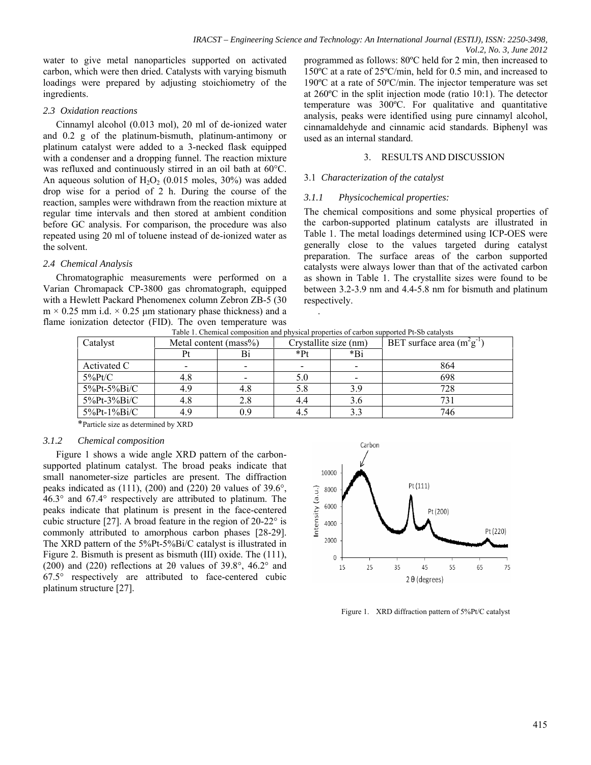water to give metal nanoparticles supported on activated carbon, which were then dried. Catalysts with varying bismuth loadings were prepared by adjusting stoichiometry of the ingredients.

### *2.3 Oxidation reactions*

Cinnamyl alcohol (0.013 mol), 20 ml of de-ionized water and 0.2 g of the platinum-bismuth, platinum-antimony or platinum catalyst were added to a 3-necked flask equipped with a condenser and a dropping funnel. The reaction mixture was refluxed and continuously stirred in an oil bath at 60°C. An aqueous solution of $H_2O_2$ (0.015 moles, 30%) was added drop wise for a period of 2 h. During the course of the reaction, samples were withdrawn from the reaction mixture at regular time intervals and then stored at ambient condition before GC analysis. For comparison, the procedure was also repeated using 20 ml of toluene instead of de-ionized water as the solvent.

### *2.4 Chemical Analysis*

Chromatographic measurements were performed on a Varian Chromapack CP-3800 gas chromatograph, equipped with a Hewlett Packard Phenomenex column Zebron ZB-5 (30 m × 0.25 mm i.d. × 0.25 µm stationary phase thickness) and a flame ionization detector (FID). The oven temperature was programmed as follows: 80ºC held for 2 min, then increased to 150ºC at a rate of 25ºC/min, held for 0.5 min, and increased to 190ºC at a rate of 50ºC/min. The injector temperature was set at 260ºC in the split injection mode (ratio 10:1). The detector temperature was 300ºC. For qualitative and quantitative analysis, peaks were identified using pure cinnamyl alcohol, cinnamaldehyde and cinnamic acid standards. Biphenyl was used as an internal standard.

## 3. RESULTS AND DISCUSSION

### 3.1 *Characterization of the catalyst*

#### *3.1.1 Physicochemical properties:*

The chemical compositions and some physical properties of the carbon-supported platinum catalysts are illustrated in Table 1. The metal loadings determined using ICP-OES were generally close to the values targeted during catalyst preparation. The surface areas of the carbon supported catalysts were always lower than that of the activated carbon as shown in Table 1. The crystallite sizes were found to be between 3.2-3.9 nm and 4.4-5.8 nm for bismuth and platinum respectively.

Table 1. Chemical composition and physical properties of carbon supported Pt-Sb catalysts

| Catalyst | Metal content (mass%) | | Crystallite size (nm) | | BET surface area ($m^2g^{-1}$) |
|---|---|---|---|---|---|
| | Pt | Bi | *Pt | *Bi | |
| Activated C | - | - | - | - | 864 |
| 5%Pt/C | 4.8 | - | 5.0 | - | 698 |
| 5%Pt-5%Bi/C | 4.9 | 4.8 | 5.8 | 3.9 | 728 |
| 5%Pt-3%Bi/C | 4.8 | 2.8 | 4.4 | 3.6 | 731 |
| 5%Pt-1%Bi/C | 4.9 | 0.9 | 4.5 | 3.3 | 746 |

*Particle size as determined by XRD

#### *3.1.2 Chemical composition*

Figure 1 shows a wide angle XRD pattern of the carbon-supported platinum catalyst. The broad peaks indicate that small nanometer-size particles are present. The diffraction peaks indicated as (111), (200) and (220) 2θ values of 39.6°, 46.3° and 67.4° respectively are attributed to platinum. The peaks indicate that platinum is present in the face-centered cubic structure [27]. A broad feature in the region of 20-22° is commonly attributed to amorphous carbon phases [28-29]. The XRD pattern of the 5%Pt-5%Bi/C catalyst is illustrated in Figure 2. Bismuth is present as bismuth (III) oxide. The (111), (200) and (220) reflections at 2θ values of 39.8°, 46.2° and 67.5° respectively are attributed to face-centered cubic platinum structure [27].

Figure 1. XRD diffraction pattern of 5%Pt/C catalyst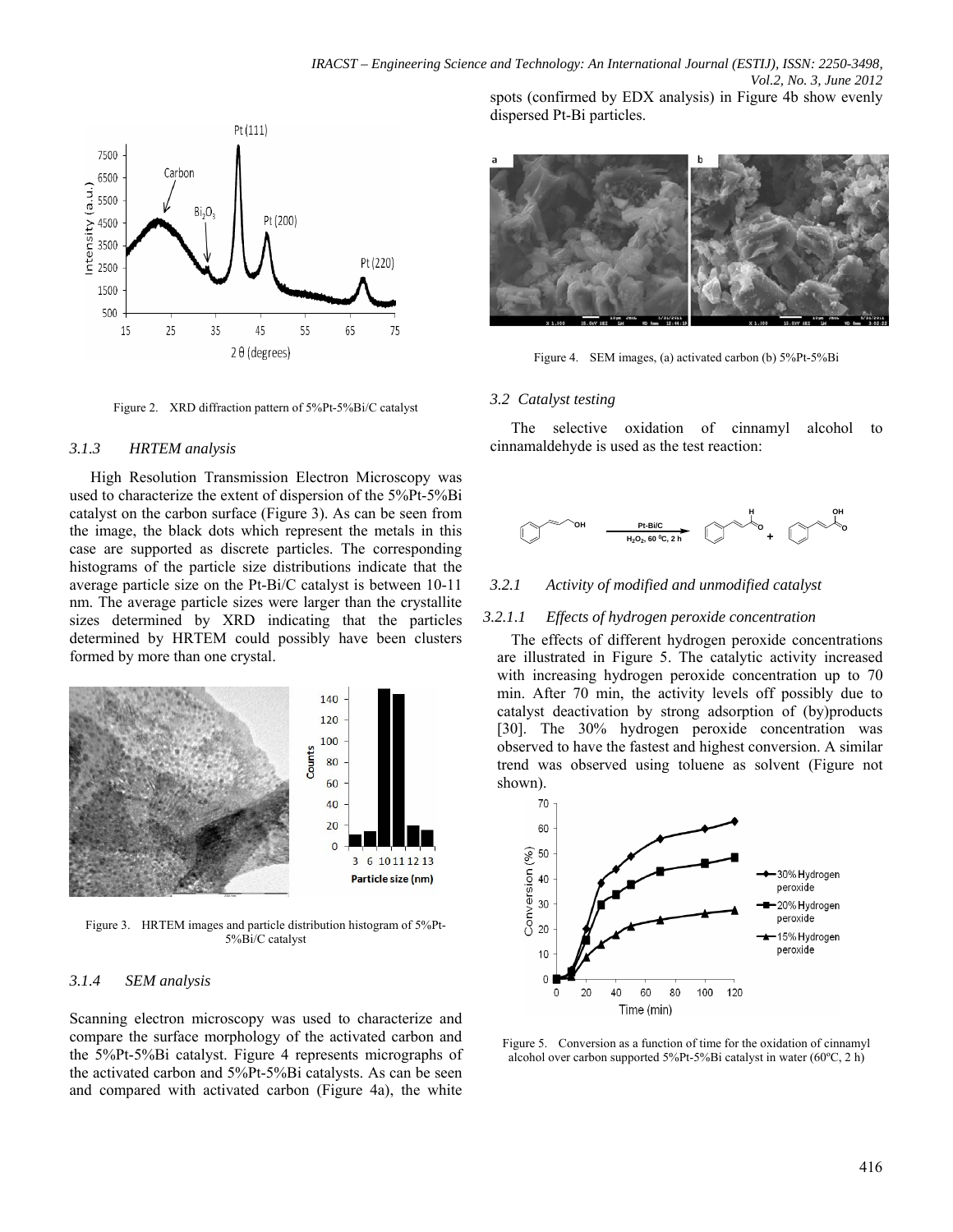Figure 2. XRD diffraction pattern of 5%Pt-5%Bi/C catalyst

#### 3.1.3 HRTEM analysis

High Resolution Transmission Electron Microscopy was used to characterize the extent of dispersion of the 5%Pt-5%Bi catalyst on the carbon surface (Figure 3). As can be seen from the image, the black dots which represent the metals in this case are supported as discrete particles. The corresponding histograms of the particle size distributions indicate that the average particle size on the Pt-Bi/C catalyst is between 10-11 nm. The average particle sizes were larger than the crystallite sizes determined by XRD indicating that the particles determined by HRTEM could possibly have been clusters formed by more than one crystal.

Figure 3. HRTEM images and particle distribution histogram of 5%Pt-5%Bi/C catalyst

#### 3.1.4 SEM analysis

Scanning electron microscopy was used to characterize and compare the surface morphology of the activated carbon and the 5%Pt-5%Bi catalyst. Figure 4 represents micrographs of the activated carbon and 5%Pt-5%Bi catalysts. As can be seen and compared with activated carbon (Figure 4a), the white spots (confirmed by EDX analysis) in Figure 4b show evenly dispersed Pt-Bi particles.

Figure 4. SEM images, (a) activated carbon (b) 5%Pt-5%Bi

### 3.2 Catalyst testing

The selective oxidation of cinnamyl alcohol to cinnamaldehyde is used as the test reaction:

Pt-Bi/C, $H_2O_2$, 60 °C, 2 h

#### 3.2.1 Activity of modified and unmodified catalyst

##### 3.2.1.1 Effects of hydrogen peroxide concentration

The effects of different hydrogen peroxide concentrations are illustrated in Figure 5. The catalytic activity increased with increasing hydrogen peroxide concentration up to 70 min. After 70 min, the activity levels off possibly due to catalyst deactivation by strong adsorption of (by)products [30]. The 30% hydrogen peroxide concentration was observed to have the fastest and highest conversion. A similar trend was observed using toluene as solvent (Figure not shown).

Figure 5. Conversion as a function of time for the oxidation of cinnamyl alcohol over carbon supported 5%Pt-5%Bi catalyst in water (60ºC, 2 h)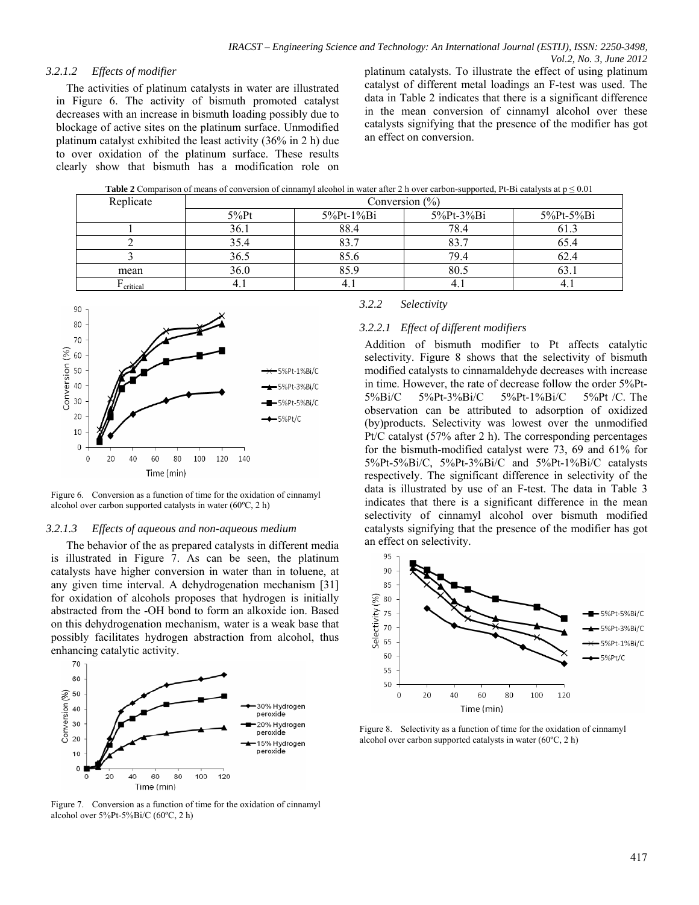#### 3.2.1.2 *Effects of modifier*

The activities of platinum catalysts in water are illustrated in Figure 6. The activity of bismuth promoted catalyst decreases with an increase in bismuth loading possibly due to blockage of active sites on the platinum surface. Unmodified platinum catalyst exhibited the least activity (36% in 2 h) due to over oxidation of the platinum surface. These results clearly show that bismuth has a modification role on platinum catalysts. To illustrate the effect of using platinum catalyst of different metal loadings an F-test was used. The data in Table 2 indicates that there is a significant difference in the mean conversion of cinnamyl alcohol over these catalysts signifying that the presence of the modifier has got an effect on conversion.

**Table 2** Comparison of means of conversion of cinnamyl alcohol in water after 2 h over carbon-supported, Pt-Bi catalysts at $p \leq 0.01$

| Replicate | Conversion (%) | | | |
|---|---|---|---|---|
| | 5%Pt | 5%Pt-1%Bi | 5%Pt-3%Bi | 5%Pt-5%Bi |
| 1 | 36.1 | 88.4 | 78.4 | 61.3 |
| 2 | 35.4 | 83.7 | 83.7 | 65.4 |
| 3 | 36.5 | 85.6 | 79.4 | 62.4 |
| mean | 36.0 | 85.9 | 80.5 | 63.1 |
| $F_{critical}$ | 4.1 | 4.1 | 4.1 | 4.1 |

Figure 6. Conversion as a function of time for the oxidation of cinnamyl alcohol over carbon supported catalysts in water (60ºC, 2 h)

#### 3.2.1.3 *Effects of aqueous and non-aqueous medium*

The behavior of the as prepared catalysts in different media is illustrated in Figure 7. As can be seen, the platinum catalysts have higher conversion in water than in toluene, at any given time interval. A dehydrogenation mechanism [31] for oxidation of alcohols proposes that hydrogen is initially abstracted from the -OH bond to form an alkoxide ion. Based on this dehydrogenation mechanism, water is a weak base that possibly facilitates hydrogen abstraction from alcohol, thus enhancing catalytic activity.

Figure 7. Conversion as a function of time for the oxidation of cinnamyl alcohol over 5%Pt-5%Bi/C (60ºC, 2 h)

### 3.2.2 *Selectivity*

#### 3.2.2.1 *Effect of different modifiers*

Addition of bismuth modifier to Pt affects catalytic selectivity. Figure 8 shows that the selectivity of bismuth modified catalysts to cinnamaldehyde decreases with increase in time. However, the rate of decrease follow the order 5%Pt-5%Bi/C 5%Pt-3%Bi/C 5%Pt-1%Bi/C 5%Pt /C. The observation can be attributed to adsorption of oxidized (by)products. Selectivity was lowest over the unmodified Pt/C catalyst (57% after 2 h). The corresponding percentages for the bismuth-modified catalyst were 73, 69 and 61% for 5%Pt-5%Bi/C, 5%Pt-3%Bi/C and 5%Pt-1%Bi/C catalysts respectively. The significant difference in selectivity of the data is illustrated by use of an F-test. The data in Table 3 indicates that there is a significant difference in the mean selectivity of cinnamyl alcohol over bismuth modified catalysts signifying that the presence of the modifier has got an effect on selectivity.

Figure 8. Selectivity as a function of time for the oxidation of cinnamyl alcohol over carbon supported catalysts in water (60ºC, 2 h)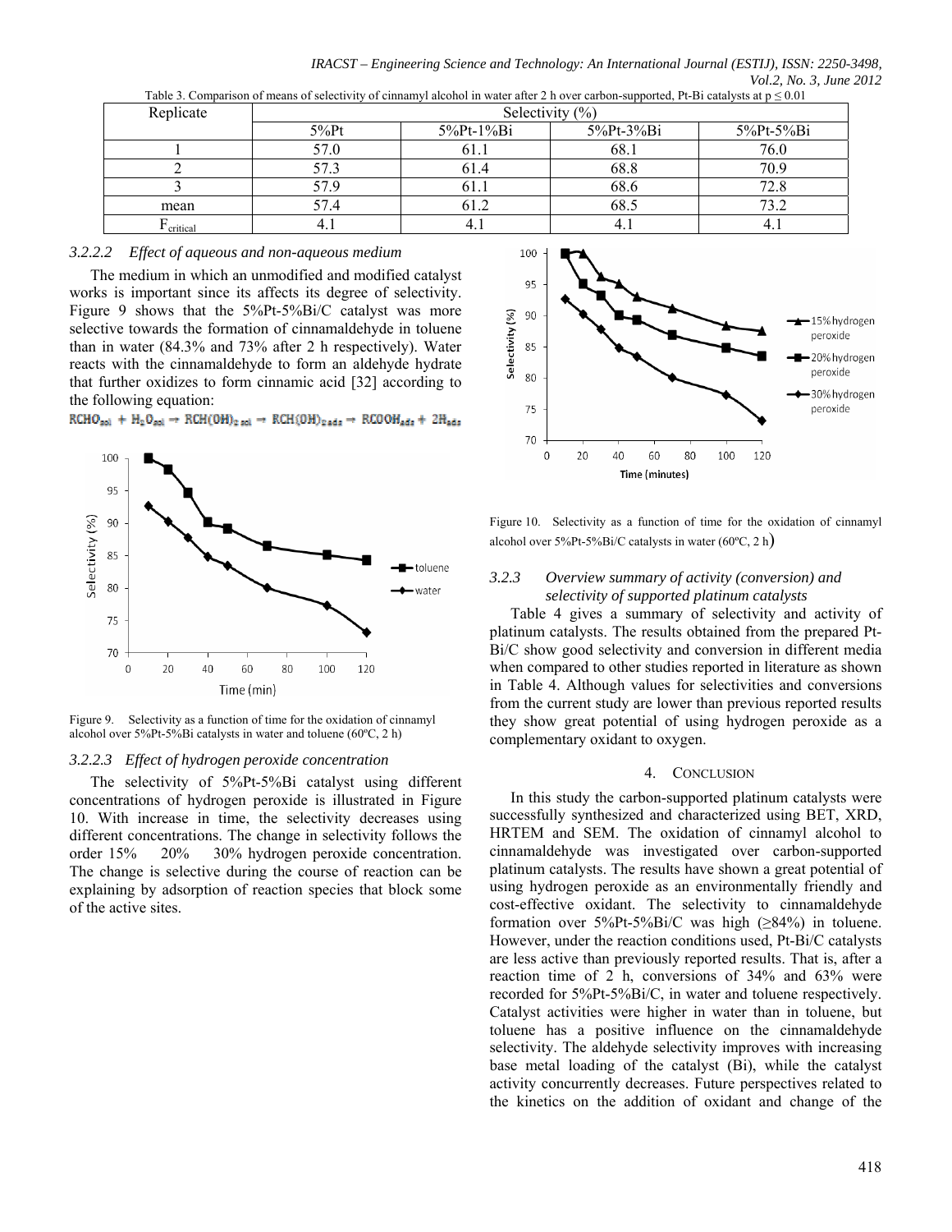Table 3. Comparison of means of selectivity of cinnamyl alcohol in water after 2 h over carbon-supported, Pt-Bi catalysts at p ≤ 0.01

| Replicate | Selectivity (%) | | | |
|---|---|---|---|---|
| | 5%Pt | 5%Pt-1%Bi | 5%Pt-3%Bi | 5%Pt-5%Bi |
| 1 | 57.0 | 61.1 | 68.1 | 76.0 |
| 2 | 57.3 | 61.4 | 68.8 | 70.9 |
| 3 | 57.9 | 61.1 | 68.6 | 72.8 |
| mean | 57.4 | 61.2 | 68.5 | 73.2 |
| $F_{critical}$ | 4.1 | 4.1 | 4.1 | 4.1 |

#### 3.2.2.2 Effect of aqueous and non-aqueous medium

The medium in which an unmodified and modified catalyst works is important since its affects its degree of selectivity. Figure 9 shows that the 5%Pt-5%Bi/C catalyst was more selective towards the formation of cinnamaldehyde in toluene than in water (84.3% and 73% after 2 h respectively). Water reacts with the cinnamaldehyde to form an aldehyde hydrate that further oxidizes to form cinnamic acid [32] according to the following equation:

$$RCHO_{sol} + H_2O_{sol} \rightarrow RCH(OH)_{2\,sol} \rightarrow RCH(OH)_{2\,ads} \rightarrow RCOOH_{ads} + 2H_{ads}$$

Figure 9. Selectivity as a function of time for the oxidation of cinnamyl alcohol over 5%Pt-5%Bi catalysts in water and toluene (60ºC, 2 h)

#### 3.2.2.3 Effect of hydrogen peroxide concentration

The selectivity of 5%Pt-5%Bi catalyst using different concentrations of hydrogen peroxide is illustrated in Figure 10. With increase in time, the selectivity decreases using different concentrations. The change in selectivity follows the order 15% 20% 30% hydrogen peroxide concentration. The change is selective during the course of reaction can be explaining by adsorption of reaction species that block some of the active sites.

Figure 10. Selectivity as a function of time for the oxidation of cinnamyl alcohol over 5%Pt-5%Bi/C catalysts in water (60ºC, 2 h)

### 3.2.3 Overview summary of activity (conversion) and selectivity of supported platinum catalysts

Table 4 gives a summary of selectivity and activity of platinum catalysts. The results obtained from the prepared Pt-Bi/C show good selectivity and conversion in different media when compared to other studies reported in literature as shown in Table 4. Although values for selectivities and conversions from the current study are lower than previous reported results they show great potential of using hydrogen peroxide as a complementary oxidant to oxygen.

## 4. Conclusion

In this study the carbon-supported platinum catalysts were successfully synthesized and characterized using BET, XRD, HRTEM and SEM. The oxidation of cinnamyl alcohol to cinnamaldehyde was investigated over carbon-supported platinum catalysts. The results have shown a great potential of using hydrogen peroxide as an environmentally friendly and cost-effective oxidant. The selectivity to cinnamaldehyde formation over 5%Pt-5%Bi/C was high (≥84%) in toluene. However, under the reaction conditions used, Pt-Bi/C catalysts are less active than previously reported results. That is, after a reaction time of 2 h, conversions of 34% and 63% were recorded for 5%Pt-5%Bi/C, in water and toluene respectively. Catalyst activities were higher in water than in toluene, but toluene has a positive influence on the cinnamaldehyde selectivity. The aldehyde selectivity improves with increasing base metal loading of the catalyst (Bi), while the catalyst activity concurrently decreases. Future perspectives related to the kinetics on the addition of oxidant and change of the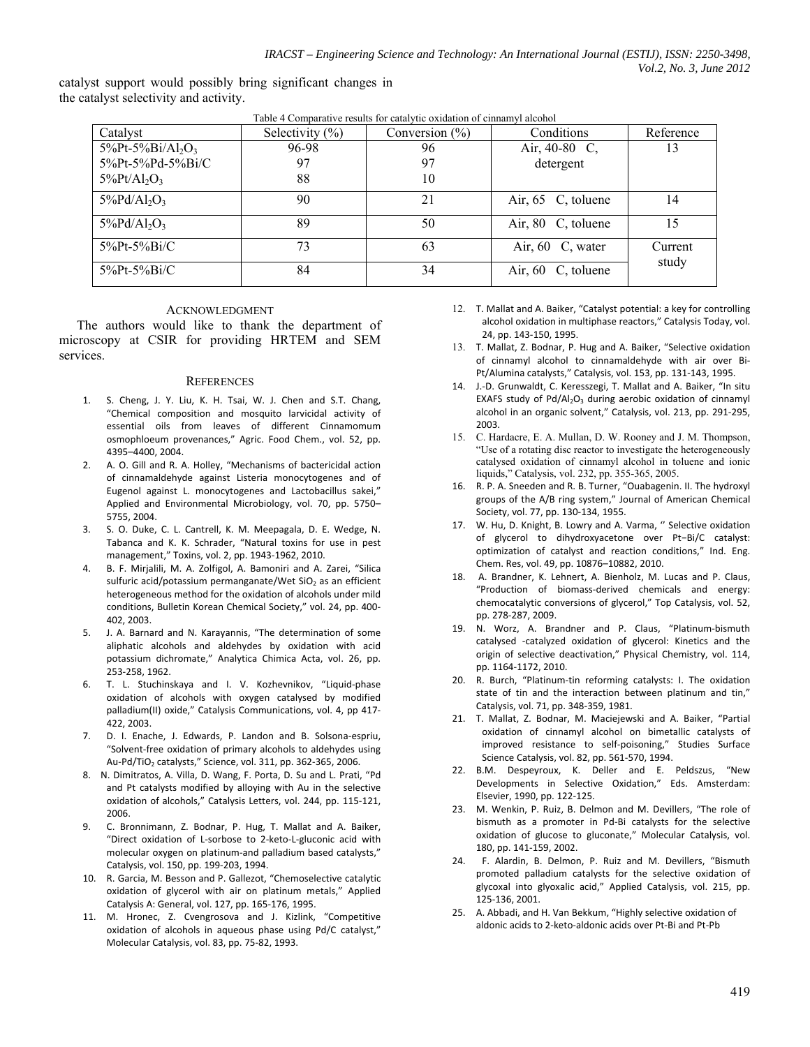catalyst support would possibly bring significant changes in the catalyst selectivity and activity.

Table 4 Comparative results for catalytic oxidation of cinnamyl alcohol

| Catalyst | Selectivity (%) | Conversion (%) | Conditions | Reference |
|---|---|---|---|---|
| 5%Pt-5%Bi/$Al_2O_3$<br>5%Pt-5%Pd-5%Bi/C<br>5%Pt/$Al_2O_3$ | 96-98<br>97<br>88 | 96<br>97<br>10 | Air, 40-80 C, detergent | 13 |
| 5%Pd/$Al_2O_3$ | 90 | 21 | Air, 65 C, toluene | 14 |
| 5%Pd/$Al_2O_3$ | 89 | 50 | Air, 80 C, toluene | 15 |
| 5%Pt-5%Bi/C | 73 | 63 | Air, 60 C, water | Current study |
| 5%Pt-5%Bi/C | 84 | 34 | Air, 60 C, toluene | |

## ACKNOWLEDGMENT

The authors would like to thank the department of microscopy at CSIR for providing HRTEM and SEM services.

## REFERENCES

1. S. Cheng, J. Y. Liu, K. H. Tsai, W. J. Chen and S.T. Chang, "Chemical composition and mosquito larvicidal activity of essential oils from leaves of different Cinnamomum osmophloeum provenances," Agric. Food Chem., vol. 52, pp. 4395–4400, 2004.
2. A. O. Gill and R. A. Holley, "Mechanisms of bactericidal action of cinnamaldehyde against Listeria monocytogenes and of Eugenol against L. monocytogenes and Lactobacillus sakei," Applied and Environmental Microbiology, vol. 70, pp. 5750–5755, 2004.
3. S. O. Duke, C. L. Cantrell, K. M. Meepagala, D. E. Wedge, N. Tabanca and K. K. Schrader, "Natural toxins for use in pest management," Toxins, vol. 2, pp. 1943-1962, 2010.
4. B. F. Mirjalili, M. A. Zolfigol, A. Bamoniri and A. Zarei, "Silica sulfuric acid/potassium permanganate/Wet $SiO_2$ as an efficient heterogeneous method for the oxidation of alcohols under mild conditions, Bulletin Korean Chemical Society," vol. 24, pp. 400-402, 2003.
5. J. A. Barnard and N. Karayannis, "The determination of some aliphatic alcohols and aldehydes by oxidation with acid potassium dichromate," Analytica Chimica Acta, vol. 26, pp. 253-258, 1962.
6. T. L. Stuchinskaya and I. V. Kozhevnikov, "Liquid-phase oxidation of alcohols with oxygen catalysed by modified palladium(II) oxide," Catalysis Communications, vol. 4, pp 417-422, 2003.
7. D. I. Enache, J. Edwards, P. Landon and B. Solsona-espriu, "Solvent-free oxidation of primary alcohols to aldehydes using Au-Pd/$TiO_2$ catalysts," Science, vol. 311, pp. 362-365, 2006.
8. N. Dimitratos, A. Villa, D. Wang, F. Porta, D. Su and L. Prati, "Pd and Pt catalysts modified by alloying with Au in the selective oxidation of alcohols," Catalysis Letters, vol. 244, pp. 115-121, 2006.
9. C. Bronnimann, Z. Bodnar, P. Hug, T. Mallat and A. Baiker, "Direct oxidation of L-sorbose to 2-keto-L-gluconic acid with molecular oxygen on platinum-and palladium based catalysts," Catalysis, vol. 150, pp. 199-203, 1994.
10. R. Garcia, M. Besson and P. Gallezot, "Chemoselective catalytic oxidation of glycerol with air on platinum metals," Applied Catalysis A: General, vol. 127, pp. 165-176, 1995.
11. M. Hronec, Z. Cvengrosova and J. Kizlink, "Competitive oxidation of alcohols in aqueous phase using Pd/C catalyst," Molecular Catalysis, vol. 83, pp. 75-82, 1993.
12. T. Mallat and A. Baiker, "Catalyst potential: a key for controlling alcohol oxidation in multiphase reactors," Catalysis Today, vol. 24, pp. 143-150, 1995.
13. T. Mallat, Z. Bodnar, P. Hug and A. Baiker, "Selective oxidation of cinnamyl alcohol to cinnamaldehyde with air over Bi-Pt/Alumina catalysts," Catalysis, vol. 153, pp. 131-143, 1995.
14. J.-D. Grunwaldt, C. Keresszegi, T. Mallat and A. Baiker, "In situ EXAFS study of Pd/$Al_2O_3$ during aerobic oxidation of cinnamyl alcohol in an organic solvent," Catalysis, vol. 213, pp. 291-295, 2003.
15. C. Hardacre, E. A. Mullan, D. W. Rooney and J. M. Thompson, "Use of a rotating disc reactor to investigate the heterogeneously catalysed oxidation of cinnamyl alcohol in toluene and ionic liquids," Catalysis, vol. 232, pp. 355-365, 2005.
16. R. P. A. Sneeden and R. B. Turner, "Ouabagenin. II. The hydroxyl groups of the A/B ring system," Journal of American Chemical Society, vol. 77, pp. 130-134, 1955.
17. W. Hu, D. Knight, B. Lowry and A. Varma, " Selective oxidation of glycerol to dihydroxyacetone over Pt–Bi/C catalyst: optimization of catalyst and reaction conditions," Ind. Eng. Chem. Res, vol. 49, pp. 10876–10882, 2010.
18. A. Brandner, K. Lehnert, A. Bienholz, M. Lucas and P. Claus, "Production of biomass-derived chemicals and energy: chemocatalytic conversions of glycerol," Top Catalysis, vol. 52, pp. 278-287, 2009.
19. N. Worz, A. Brandner and P. Claus, "Platinum-bismuth catalysed -catalyzed oxidation of glycerol: Kinetics and the origin of selective deactivation," Physical Chemistry, vol. 114, pp. 1164-1172, 2010.
20. R. Burch, "Platinum-tin reforming catalysts: I. The oxidation state of tin and the interaction between platinum and tin," Catalysis, vol. 71, pp. 348-359, 1981.
21. T. Mallat, Z. Bodnar, M. Maciejewski and A. Baiker, "Partial oxidation of cinnamyl alcohol on bimetallic catalysts of improved resistance to self-poisoning," Studies Surface Science Catalysis, vol. 82, pp. 561-570, 1994.
22. B.M. Despeyroux, K. Deller and E. Peldszus, "New Developments in Selective Oxidation," Eds. Amsterdam: Elsevier, 1990, pp. 122-125.
23. M. Wenkin, P. Ruiz, B. Delmon and M. Devillers, "The role of bismuth as a promoter in Pd-Bi catalysts for the selective oxidation of glucose to gluconate," Molecular Catalysis, vol. 180, pp. 141-159, 2002.
24. F. Alardin, B. Delmon, P. Ruiz and M. Devillers, "Bismuth promoted palladium catalysts for the selective oxidation of glycoxal into glyoxalic acid," Applied Catalysis, vol. 215, pp. 125-136, 2001.
25. A. Abbadi, and H. Van Bekkum, "Highly selective oxidation of aldonic acids to 2-keto-aldonic acids over Pt-Bi and Pt-Pb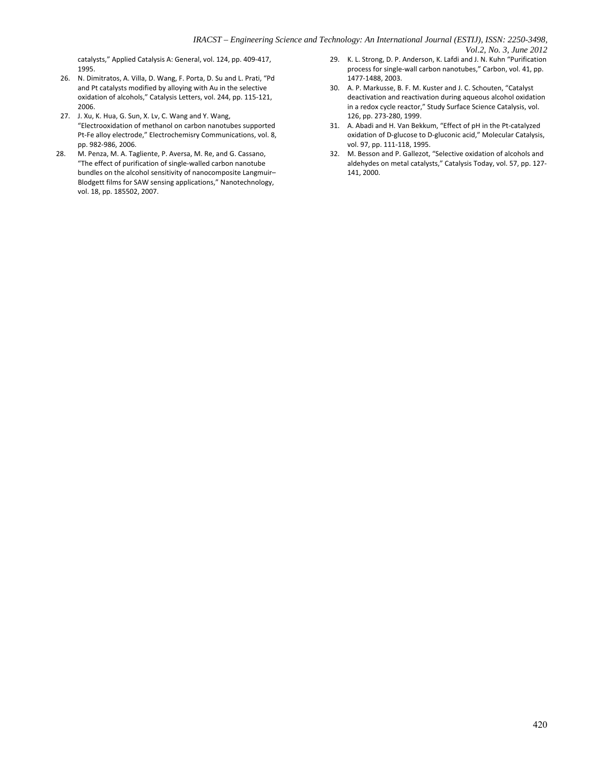catalysts," Applied Catalysis A: General, vol. 124, pp. 409-417, 1995.

26. N. Dimitratos, A. Villa, D. Wang, F. Porta, D. Su and L. Prati, "Pd and Pt catalysts modified by alloying with Au in the selective oxidation of alcohols," Catalysis Letters, vol. 244, pp. 115-121, 2006.
27. J. Xu, K. Hua, G. Sun, X. Lv, C. Wang and Y. Wang, "Electrooxidation of methanol on carbon nanotubes supported Pt-Fe alloy electrode," Electrochemisry Communications, vol. 8, pp. 982-986, 2006.
28. M. Penza, M. A. Tagliente, P. Aversa, M. Re, and G. Cassano, "The effect of purification of single-walled carbon nanotube bundles on the alcohol sensitivity of nanocomposite Langmuir–Blodgett films for SAW sensing applications," Nanotechnology, vol. 18, pp. 185502, 2007.
29. K. L. Strong, D. P. Anderson, K. Lafdi and J. N. Kuhn "Purification process for single-wall carbon nanotubes," Carbon, vol. 41, pp. 1477-1488, 2003.
30. A. P. Markusse, B. F. M. Kuster and J. C. Schouten, "Catalyst deactivation and reactivation during aqueous alcohol oxidation in a redox cycle reactor," Study Surface Science Catalysis, vol. 126, pp. 273-280, 1999.
31. A. Abadi and H. Van Bekkum, "Effect of pH in the Pt-catalyzed oxidation of D-glucose to D-gluconic acid," Molecular Catalysis, vol. 97, pp. 111-118, 1995.
32. M. Besson and P. Gallezot, "Selective oxidation of alcohols and aldehydes on metal catalysts," Catalysis Today, vol. 57, pp. 127-141, 2000.